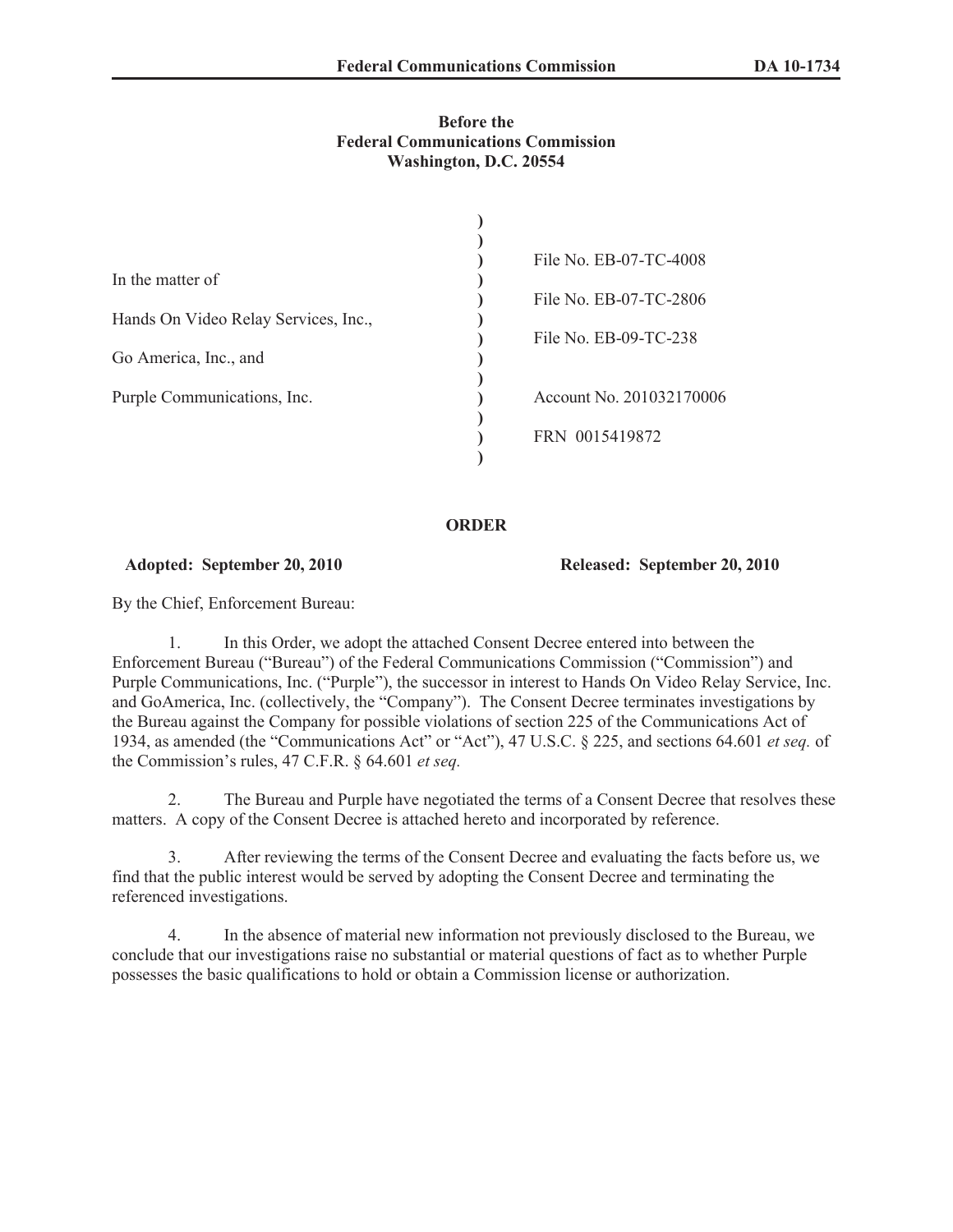**Before the**
**Federal Communications Commission**
**Washington, D.C. 20554**

| | | |
|---|---|---|
| In the matter of | ) | File No. EB-07-TC-4008 |
| Hands On Video Relay Services, Inc., | ) | File No. EB-07-TC-2806 |
| Go America, Inc., and | ) | File No. EB-09-TC-238 |
| Purple Communications, Inc. | ) | Account No. 201032170006 |
| | ) | FRN 0015419872 |

**ORDER**

**Adopted: September 20, 2010** **Released: September 20, 2010**

By the Chief, Enforcement Bureau:

1. In this Order, we adopt the attached Consent Decree entered into between the Enforcement Bureau ("Bureau") of the Federal Communications Commission ("Commission") and Purple Communications, Inc. ("Purple"), the successor in interest to Hands On Video Relay Service, Inc. and GoAmerica, Inc. (collectively, the "Company"). The Consent Decree terminates investigations by the Bureau against the Company for possible violations of section 225 of the Communications Act of 1934, as amended (the "Communications Act" or "Act"), 47 U.S.C. § 225, and sections 64.601 *et seq.* of the Commission's rules, 47 C.F.R. § 64.601 *et seq.*

2. The Bureau and Purple have negotiated the terms of a Consent Decree that resolves these matters. A copy of the Consent Decree is attached hereto and incorporated by reference.

3. After reviewing the terms of the Consent Decree and evaluating the facts before us, we find that the public interest would be served by adopting the Consent Decree and terminating the referenced investigations.

4. In the absence of material new information not previously disclosed to the Bureau, we conclude that our investigations raise no substantial or material questions of fact as to whether Purple possesses the basic qualifications to hold or obtain a Commission license or authorization.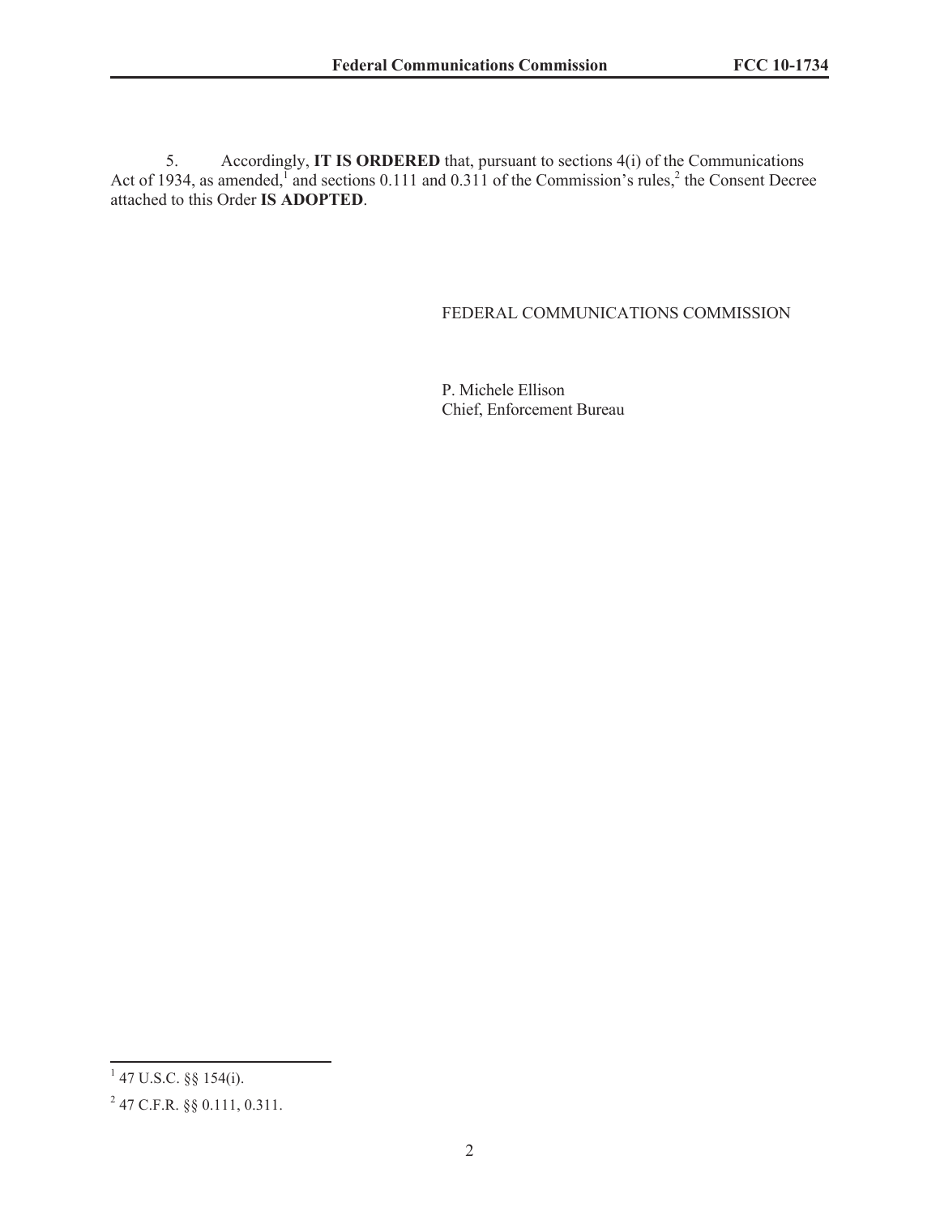5. Accordingly, **IT IS ORDERED** that, pursuant to sections 4(i) of the Communications Act of 1934, as amended,[1] and sections 0.111 and 0.311 of the Commission's rules,[2] the Consent Decree attached to this Order **IS ADOPTED**.

FEDERAL COMMUNICATIONS COMMISSION

P. Michele Ellison
Chief, Enforcement Bureau

---

[1] 47 U.S.C. §§ 154(i).

[2] 47 C.F.R. §§ 0.111, 0.311.